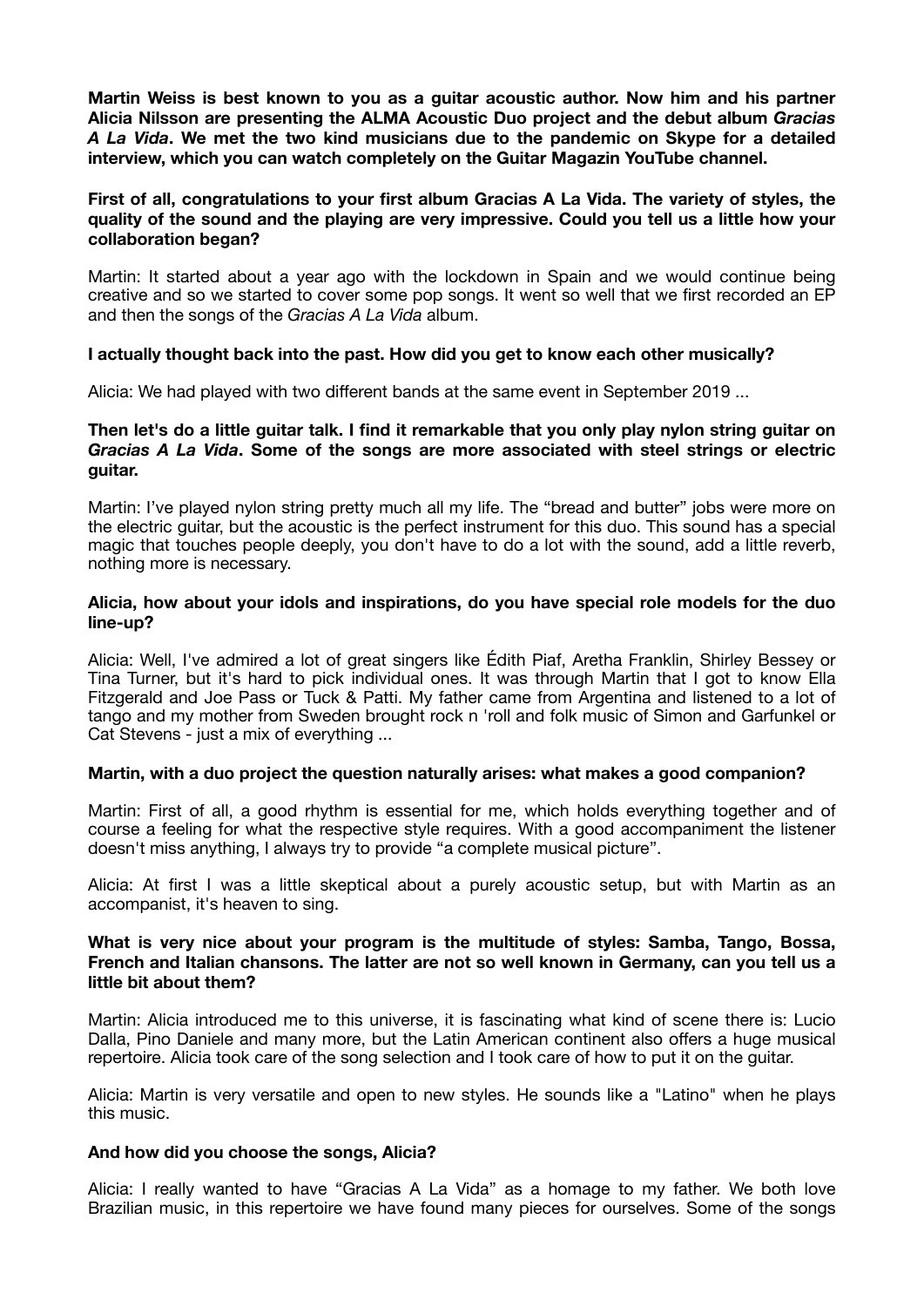**Martin Weiss is best known to you as a guitar acoustic author. Now him and his partner Alicia Nilsson are presenting the ALMA Acoustic Duo project and the debut album *Gracias A La Vida*. We met the two kind musicians due to the pandemic on Skype for a detailed interview, which you can watch completely on the Guitar Magazin YouTube channel.**

**First of all, congratulations to your first album Gracias A La Vida. The variety of styles, the quality of the sound and the playing are very impressive. Could you tell us a little how your collaboration began?**

Martin: It started about a year ago with the lockdown in Spain and we would continue being creative and so we started to cover some pop songs. It went so well that we first recorded an EP and then the songs of the *Gracias A La Vida* album.

**I actually thought back into the past. How did you get to know each other musically?**

Alicia: We had played with two different bands at the same event in September 2019 ...

**Then let's do a little guitar talk. I find it remarkable that you only play nylon string guitar on *Gracias A La Vida*. Some of the songs are more associated with steel strings or electric guitar.**

Martin: I've played nylon string pretty much all my life. The "bread and butter" jobs were more on the electric guitar, but the acoustic is the perfect instrument for this duo. This sound has a special magic that touches people deeply, you don't have to do a lot with the sound, add a little reverb, nothing more is necessary.

**Alicia, how about your idols and inspirations, do you have special role models for the duo line-up?**

Alicia: Well, I've admired a lot of great singers like Édith Piaf, Aretha Franklin, Shirley Bessey or Tina Turner, but it's hard to pick individual ones. It was through Martin that I got to know Ella Fitzgerald and Joe Pass or Tuck & Patti. My father came from Argentina and listened to a lot of tango and my mother from Sweden brought rock n 'roll and folk music of Simon and Garfunkel or Cat Stevens - just a mix of everything ...

**Martin, with a duo project the question naturally arises: what makes a good companion?**

Martin: First of all, a good rhythm is essential for me, which holds everything together and of course a feeling for what the respective style requires. With a good accompaniment the listener doesn't miss anything, I always try to provide "a complete musical picture".

Alicia: At first I was a little skeptical about a purely acoustic setup, but with Martin as an accompanist, it's heaven to sing.

**What is very nice about your program is the multitude of styles: Samba, Tango, Bossa, French and Italian chansons. The latter are not so well known in Germany, can you tell us a little bit about them?**

Martin: Alicia introduced me to this universe, it is fascinating what kind of scene there is: Lucio Dalla, Pino Daniele and many more, but the Latin American continent also offers a huge musical repertoire. Alicia took care of the song selection and I took care of how to put it on the guitar.

Alicia: Martin is very versatile and open to new styles. He sounds like a "Latino" when he plays this music.

**And how did you choose the songs, Alicia?**

Alicia: I really wanted to have "Gracias A La Vida" as a homage to my father. We both love Brazilian music, in this repertoire we have found many pieces for ourselves. Some of the songs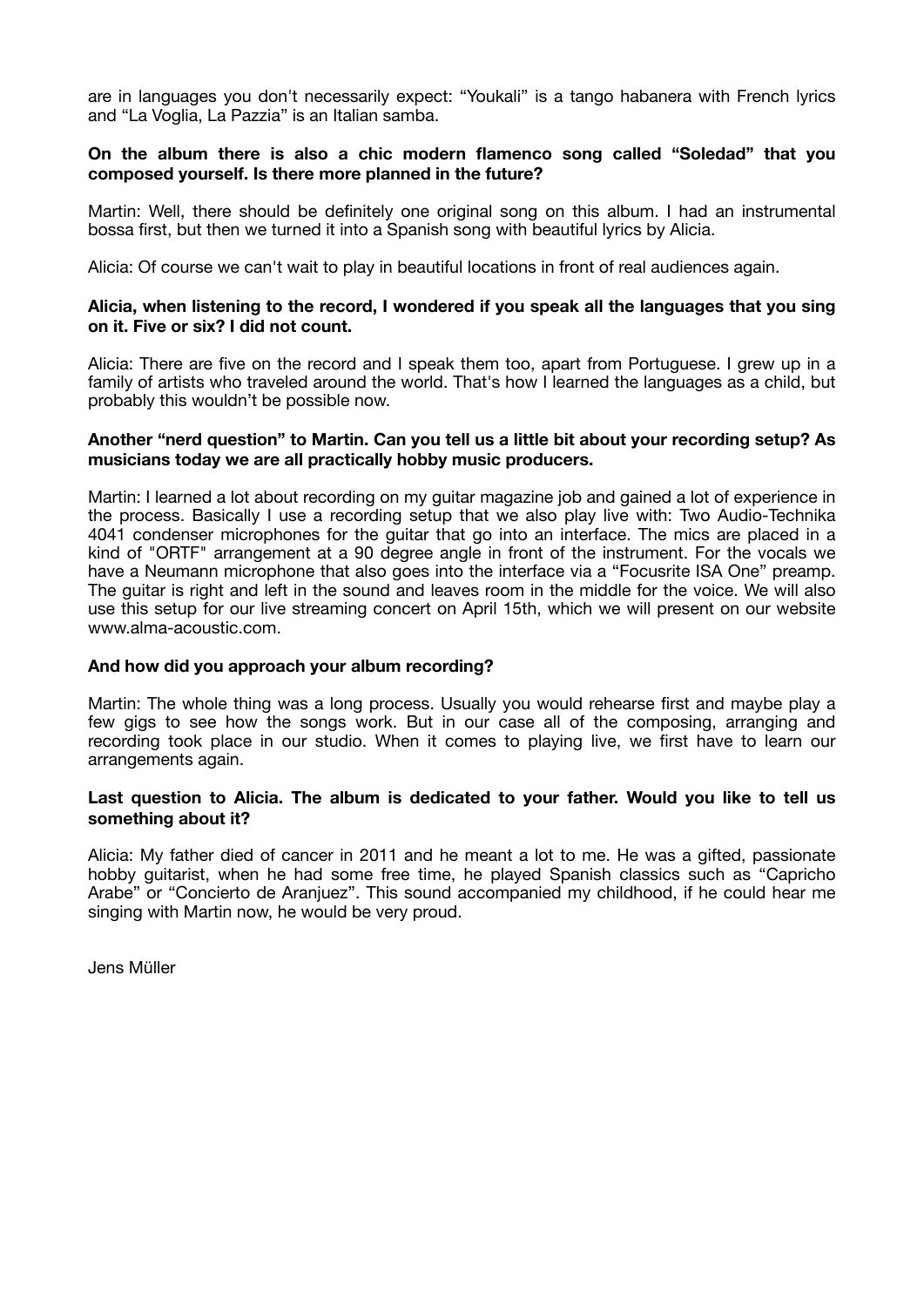are in languages you don't necessarily expect: "Youkali" is a tango habanera with French lyrics and "La Voglia, La Pazzia" is an Italian samba.

**On the album there is also a chic modern flamenco song called "Soledad" that you composed yourself. Is there more planned in the future?**

Martin: Well, there should be definitely one original song on this album. I had an instrumental bossa first, but then we turned it into a Spanish song with beautiful lyrics by Alicia.

Alicia: Of course we can't wait to play in beautiful locations in front of real audiences again.

**Alicia, when listening to the record, I wondered if you speak all the languages that you sing on it. Five or six? I did not count.**

Alicia: There are five on the record and I speak them too, apart from Portuguese. I grew up in a family of artists who traveled around the world. That's how I learned the languages as a child, but probably this wouldn't be possible now.

**Another "nerd question" to Martin. Can you tell us a little bit about your recording setup? As musicians today we are all practically hobby music producers.**

Martin: I learned a lot about recording on my guitar magazine job and gained a lot of experience in the process. Basically I use a recording setup that we also play live with: Two Audio-Technika 4041 condenser microphones for the guitar that go into an interface. The mics are placed in a kind of "ORTF" arrangement at a 90 degree angle in front of the instrument. For the vocals we have a Neumann microphone that also goes into the interface via a "Focusrite ISA One" preamp. The guitar is right and left in the sound and leaves room in the middle for the voice. We will also use this setup for our live streaming concert on April 15th, which we will present on our website www.alma-acoustic.com.

**And how did you approach your album recording?**

Martin: The whole thing was a long process. Usually you would rehearse first and maybe play a few gigs to see how the songs work. But in our case all of the composing, arranging and recording took place in our studio. When it comes to playing live, we first have to learn our arrangements again.

**Last question to Alicia. The album is dedicated to your father. Would you like to tell us something about it?**

Alicia: My father died of cancer in 2011 and he meant a lot to me. He was a gifted, passionate hobby guitarist, when he had some free time, he played Spanish classics such as "Capricho Arabe" or "Concierto de Aranjuez". This sound accompanied my childhood, if he could hear me singing with Martin now, he would be very proud.

Jens Müller